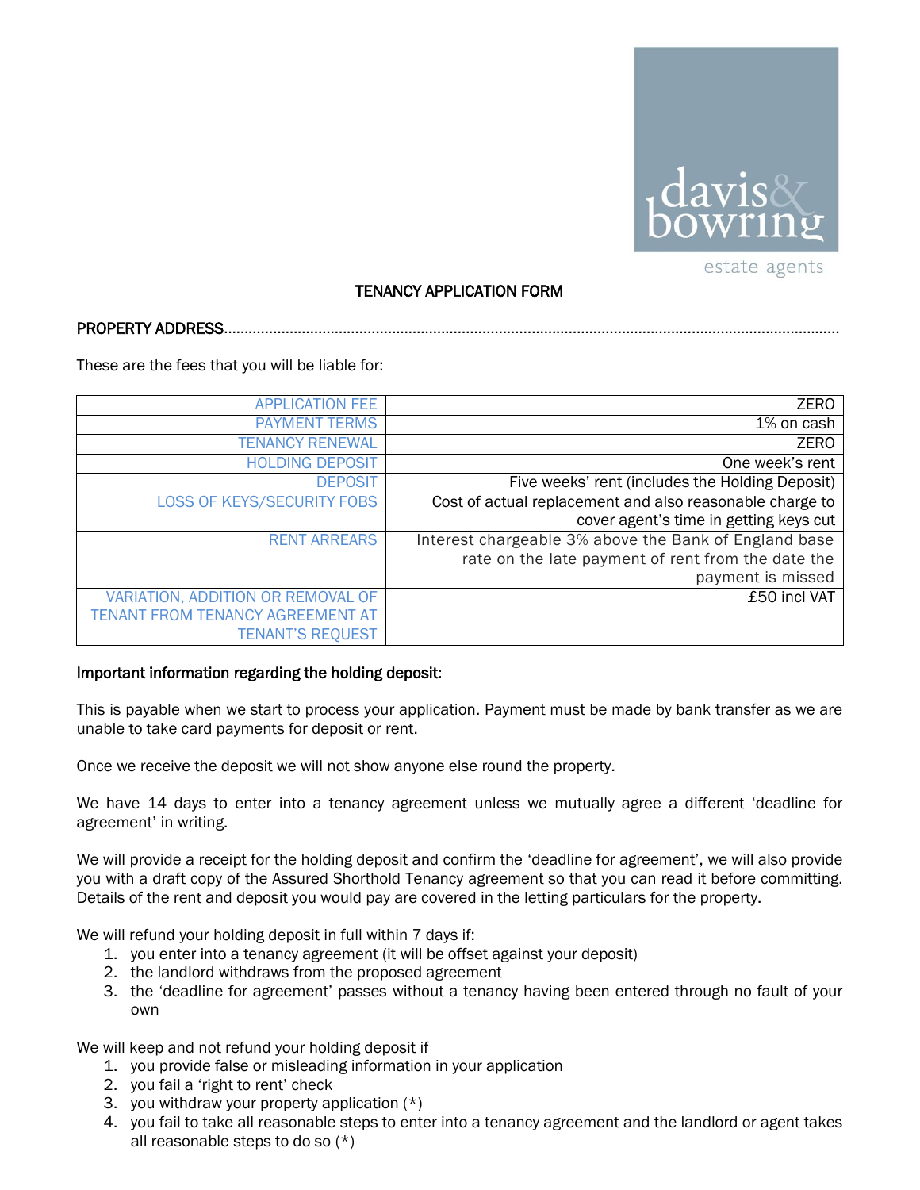davis& bowring estate agents

# TENANCY APPLICATION FORM

PROPERTY ADDRESS.......................................................................................................................................................

These are the fees that you will be liable for:

| | |
|---|---|
| APPLICATION FEE | ZERO |
| PAYMENT TERMS | 1% on cash |
| TENANCY RENEWAL | ZERO |
| HOLDING DEPOSIT | One week's rent |
| DEPOSIT | Five weeks' rent (includes the Holding Deposit) |
| LOSS OF KEYS/SECURITY FOBS | Cost of actual replacement and also reasonable charge to cover agent's time in getting keys cut |
| RENT ARREARS | Interest chargeable 3% above the Bank of England base rate on the late payment of rent from the date the payment is missed |
| VARIATION, ADDITION OR REMOVAL OF TENANT FROM TENANCY AGREEMENT AT TENANT'S REQUEST | £50 incl VAT |

**Important information regarding the holding deposit:**

This is payable when we start to process your application. Payment must be made by bank transfer as we are unable to take card payments for deposit or rent.

Once we receive the deposit we will not show anyone else round the property.

We have 14 days to enter into a tenancy agreement unless we mutually agree a different 'deadline for agreement' in writing.

We will provide a receipt for the holding deposit and confirm the 'deadline for agreement', we will also provide you with a draft copy of the Assured Shorthold Tenancy agreement so that you can read it before committing. Details of the rent and deposit you would pay are covered in the letting particulars for the property.

We will refund your holding deposit in full within 7 days if:

1. you enter into a tenancy agreement (it will be offset against your deposit)
2. the landlord withdraws from the proposed agreement
3. the 'deadline for agreement' passes without a tenancy having been entered through no fault of your own

We will keep and not refund your holding deposit if

1. you provide false or misleading information in your application
2. you fail a 'right to rent' check
3. you withdraw your property application (*)
4. you fail to take all reasonable steps to enter into a tenancy agreement and the landlord or agent takes all reasonable steps to do so (*)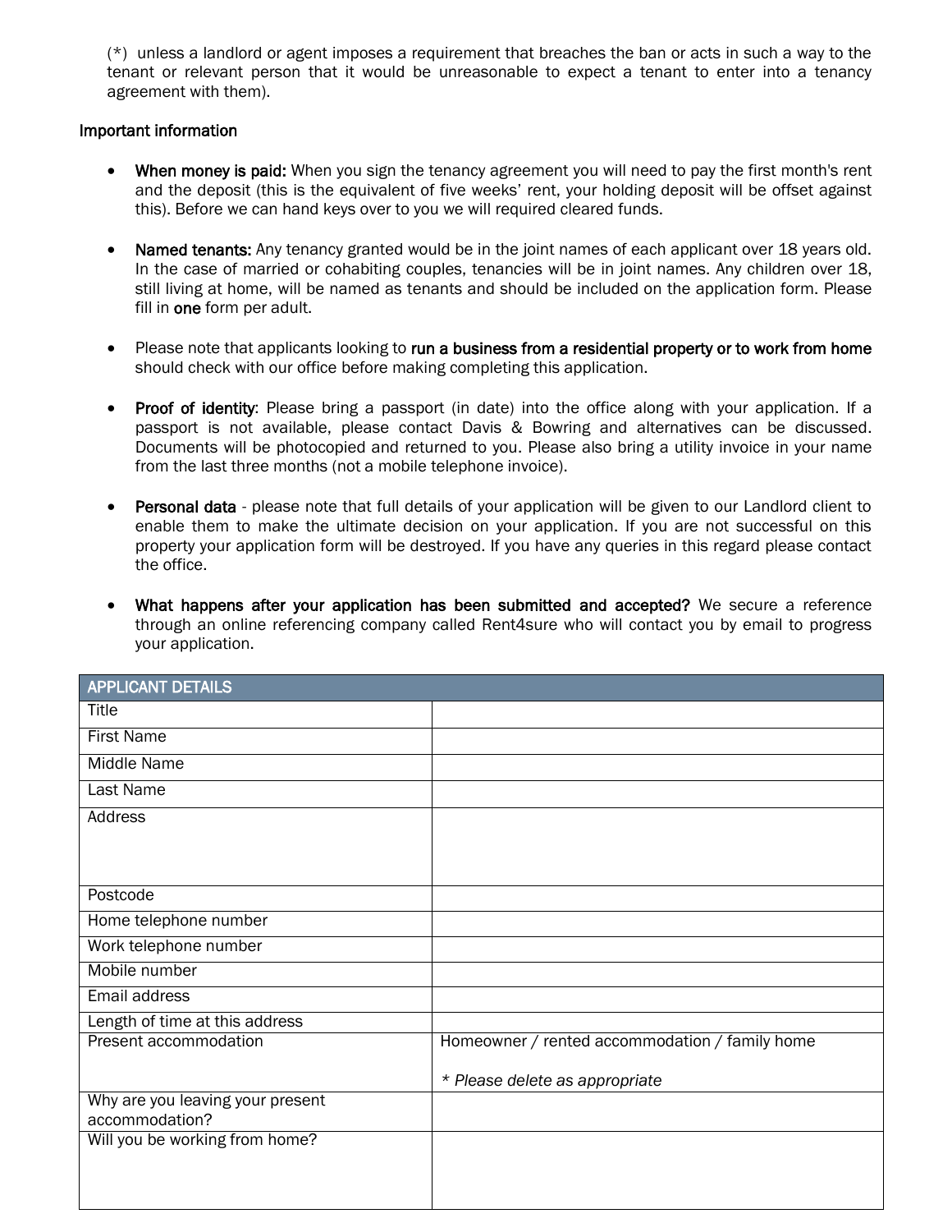(*) unless a landlord or agent imposes a requirement that breaches the ban or acts in such a way to the tenant or relevant person that it would be unreasonable to expect a tenant to enter into a tenancy agreement with them).

Important information

- **When money is paid:** When you sign the tenancy agreement you will need to pay the first month's rent and the deposit (this is the equivalent of five weeks' rent, your holding deposit will be offset against this). Before we can hand keys over to you we will required cleared funds.

- **Named tenants:** Any tenancy granted would be in the joint names of each applicant over 18 years old. In the case of married or cohabiting couples, tenancies will be in joint names. Any children over 18, still living at home, will be named as tenants and should be included on the application form. Please fill in **one** form per adult.

- Please note that applicants looking to **run a business from a residential property or to work from home** should check with our office before making completing this application.

- **Proof of identity**: Please bring a passport (in date) into the office along with your application. If a passport is not available, please contact Davis & Bowring and alternatives can be discussed. Documents will be photocopied and returned to you. Please also bring a utility invoice in your name from the last three months (not a mobile telephone invoice).

- **Personal data** - please note that full details of your application will be given to our Landlord client to enable them to make the ultimate decision on your application. If you are not successful on this property your application form will be destroyed. If you have any queries in this regard please contact the office.

- **What happens after your application has been submitted and accepted?** We secure a reference through an online referencing company called Rent4sure who will contact you by email to progress your application.

| APPLICANT DETAILS | |
|---|---|
| Title | |
| First Name | |
| Middle Name | |
| Last Name | |
| Address | |
| Postcode | |
| Home telephone number | |
| Work telephone number | |
| Mobile number | |
| Email address | |
| Length of time at this address | |
| Present accommodation | Homeowner / rented accommodation / family home<br><br>*\* Please delete as appropriate* |
| Why are you leaving your present accommodation? | |
| Will you be working from home? | |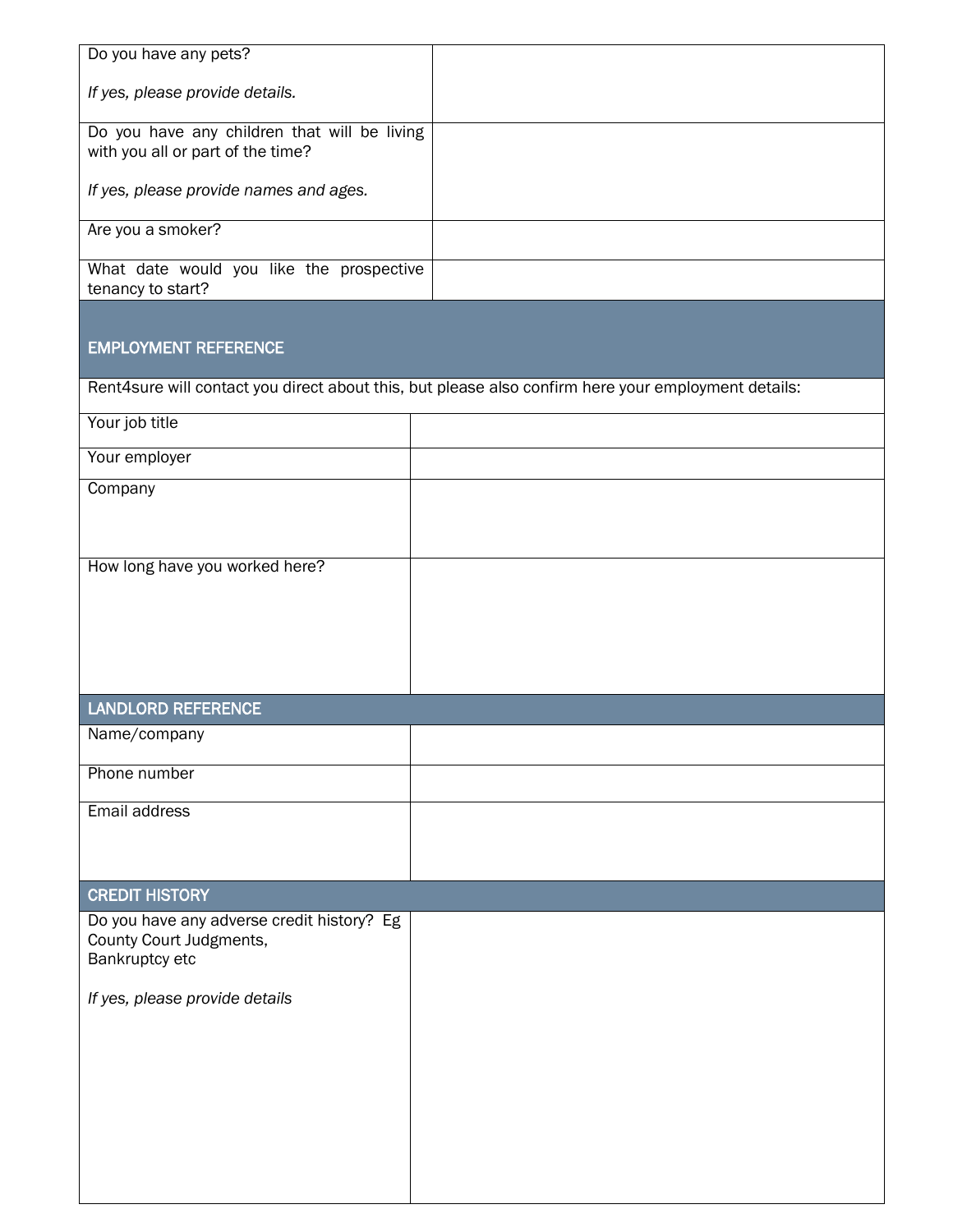| | |
|---|---|
| Do you have any pets?<br><br>*If yes, please provide details.* | |
| Do you have any children that will be living with you all or part of the time?<br><br>*If yes, please provide names and ages.* | |
| Are you a smoker? | |
| What date would you like the prospective tenancy to start? | |

## EMPLOYMENT REFERENCE

Rent4sure will contact you direct about this, but please also confirm here your employment details:

| | |
|---|---|
| Your job title | |
| Your employer | |
| Company | |
| How long have you worked here? | |

## LANDLORD REFERENCE

| | |
|---|---|
| Name/company | |
| Phone number | |
| Email address | |

## CREDIT HISTORY

| | |
|---|---|
| Do you have any adverse credit history? Eg County Court Judgments, Bankruptcy etc<br><br>*If yes, please provide details* | |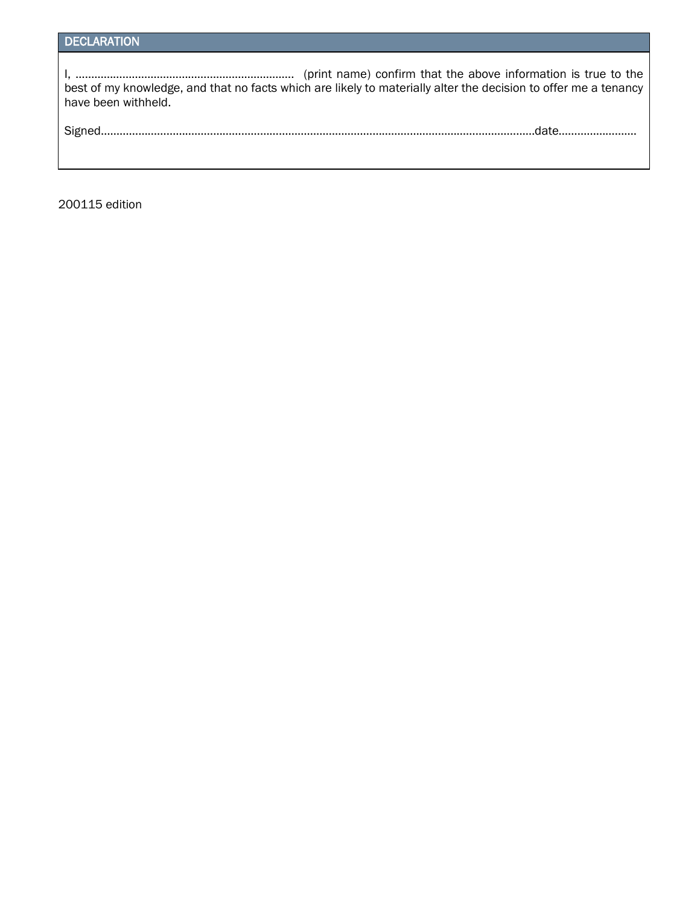## DECLARATION

I, ...................................................................... (print name) confirm that the above information is true to the best of my knowledge, and that no facts which are likely to materially alter the decision to offer me a tenancy have been withheld.

Signed...........................................................................................................................................date.........................

200115 edition